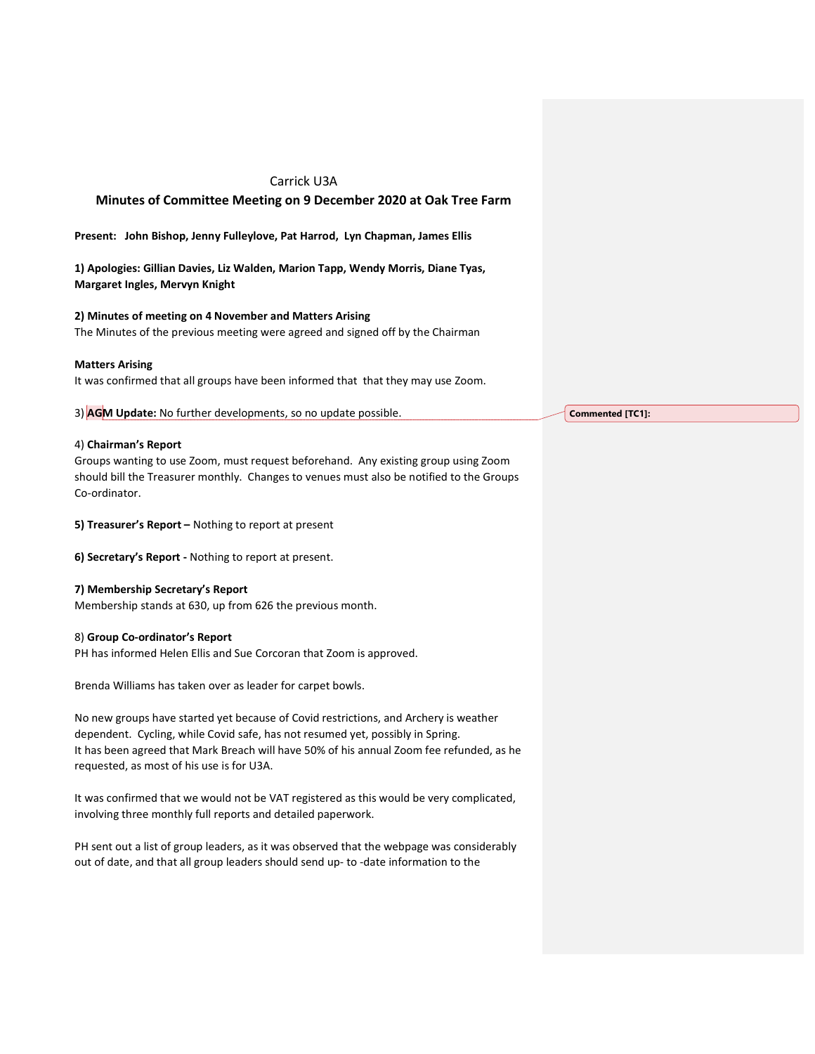Carrick U3A

## Minutes of Committee Meeting on 9 December 2020 at Oak Tree Farm

**Present: John Bishop, Jenny Fulleylove, Pat Harrod, Lyn Chapman, James Ellis**

**1) Apologies: Gillian Davies, Liz Walden, Marion Tapp, Wendy Morris, Diane Tyas, Margaret Ingles, Mervyn Knight**

**2) Minutes of meeting on 4 November and Matters Arising**

The Minutes of the previous meeting were agreed and signed off by the Chairman

**Matters Arising**

It was confirmed that all groups have been informed that that they may use Zoom.

3) **AGM Update:** No further developments, so no update possible.

**Commented [TC1]:**

4) **Chairman's Report**

Groups wanting to use Zoom, must request beforehand. Any existing group using Zoom should bill the Treasurer monthly. Changes to venues must also be notified to the Groups Co-ordinator.

**5) Treasurer's Report –** Nothing to report at present

**6) Secretary's Report -** Nothing to report at present.

**7) Membership Secretary's Report**

Membership stands at 630, up from 626 the previous month.

8) **Group Co-ordinator's Report**

PH has informed Helen Ellis and Sue Corcoran that Zoom is approved.

Brenda Williams has taken over as leader for carpet bowls.

No new groups have started yet because of Covid restrictions, and Archery is weather dependent. Cycling, while Covid safe, has not resumed yet, possibly in Spring.
It has been agreed that Mark Breach will have 50% of his annual Zoom fee refunded, as he requested, as most of his use is for U3A.

It was confirmed that we would not be VAT registered as this would be very complicated, involving three monthly full reports and detailed paperwork.

PH sent out a list of group leaders, as it was observed that the webpage was considerably out of date, and that all group leaders should send up- to -date information to the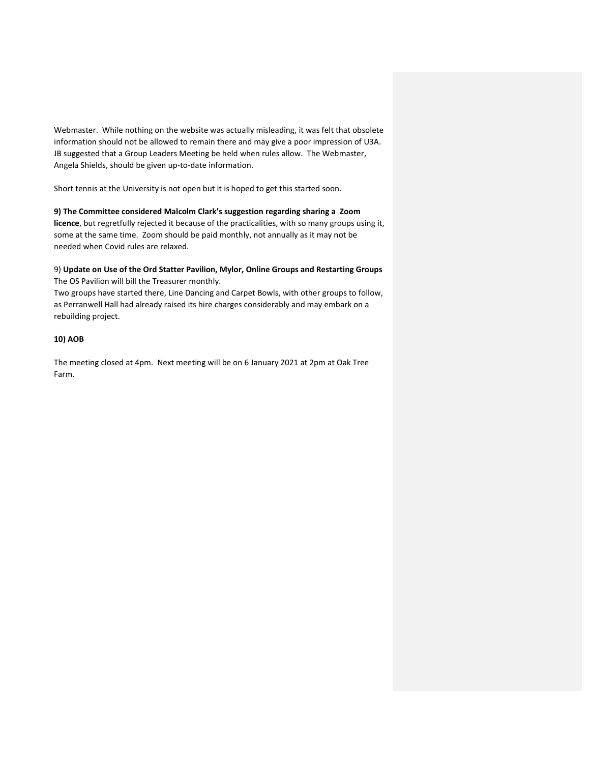Webmaster. While nothing on the website was actually misleading, it was felt that obsolete information should not be allowed to remain there and may give a poor impression of U3A. JB suggested that a Group Leaders Meeting be held when rules allow. The Webmaster, Angela Shields, should be given up-to-date information.

Short tennis at the University is not open but it is hoped to get this started soon.

**9) The Committee considered Malcolm Clark's suggestion regarding sharing a Zoom licence**, but regretfully rejected it because of the practicalities, with so many groups using it, some at the same time. Zoom should be paid monthly, not annually as it may not be needed when Covid rules are relaxed.

9) **Update on Use of the Ord Statter Pavilion, Mylor, Online Groups and Restarting Groups**
The OS Pavilion will bill the Treasurer monthly.
Two groups have started there, Line Dancing and Carpet Bowls, with other groups to follow, as Perranwell Hall had already raised its hire charges considerably and may embark on a rebuilding project.

**10) AOB**

The meeting closed at 4pm. Next meeting will be on 6 January 2021 at 2pm at Oak Tree Farm.